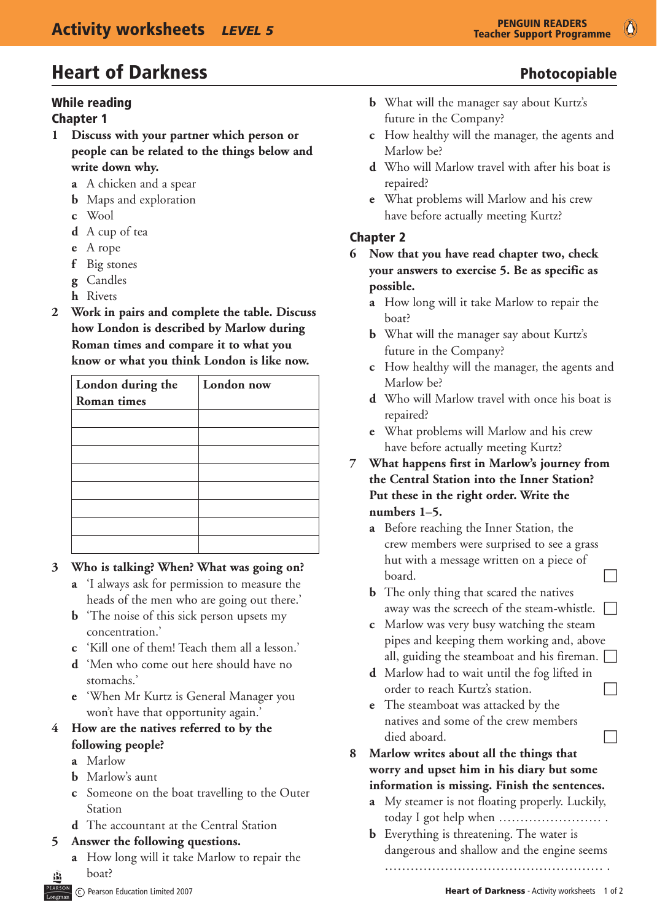# Heart of Darkness

**Photocopiable**

## While reading

### Chapter 1

1 **Discuss with your partner which person or people can be related to the things below and write down why.**

- **a** A chicken and a spear
- **b** Maps and exploration
- **c** Wool
- **d** A cup of tea
- **e** A rope
- **f** Big stones
- **g** Candles
- **h** Rivets

2 **Work in pairs and complete the table. Discuss how London is described by Marlow during Roman times and compare it to what you know or what you think London is like now.**

| London during the Roman times | London now |
|---|---|
| | |
| | |
| | |
| | |
| | |
| | |
| | |
| | |

3 **Who is talking? When? What was going on?**

- **a** 'I always ask for permission to measure the heads of the men who are going out there.'
- **b** 'The noise of this sick person upsets my concentration.'
- **c** 'Kill one of them! Teach them all a lesson.'
- **d** 'Men who come out here should have no stomachs.'
- **e** 'When Mr Kurtz is General Manager you won't have that opportunity again.'

4 **How are the natives referred to by the following people?**

- **a** Marlow
- **b** Marlow's aunt
- **c** Someone on the boat travelling to the Outer Station
- **d** The accountant at the Central Station

5 **Answer the following questions.**

- **a** How long will it take Marlow to repair the boat?
- **b** What will the manager say about Kurtz's future in the Company?
- **c** How healthy will the manager, the agents and Marlow be?
- **d** Who will Marlow travel with after his boat is repaired?
- **e** What problems will Marlow and his crew have before actually meeting Kurtz?

### Chapter 2

6 **Now that you have read chapter two, check your answers to exercise 5. Be as specific as possible.**

- **a** How long will it take Marlow to repair the boat?
- **b** What will the manager say about Kurtz's future in the Company?
- **c** How healthy will the manager, the agents and Marlow be?
- **d** Who will Marlow travel with once his boat is repaired?
- **e** What problems will Marlow and his crew have before actually meeting Kurtz?

7 **What happens first in Marlow's journey from the Central Station into the Inner Station? Put these in the right order. Write the numbers 1–5.**

- **a** Before reaching the Inner Station, the crew members were surprised to see a grass hut with a message written on a piece of board. ☐
- **b** The only thing that scared the natives away was the screech of the steam-whistle. ☐
- **c** Marlow was very busy watching the steam pipes and keeping them working and, above all, guiding the steamboat and his fireman. ☐
- **d** Marlow had to wait until the fog lifted in order to reach Kurtz's station. ☐
- **e** The steamboat was attacked by the natives and some of the crew members died aboard. ☐

8 **Marlow writes about all the things that worry and upset him in his diary but some information is missing. Finish the sentences.**

- **a** My steamer is not floating properly. Luckily, today I got help when …………………… .
- **b** Everything is threatening. The water is dangerous and shallow and the engine seems …………………………………………… .

© Pearson Education Limited 2007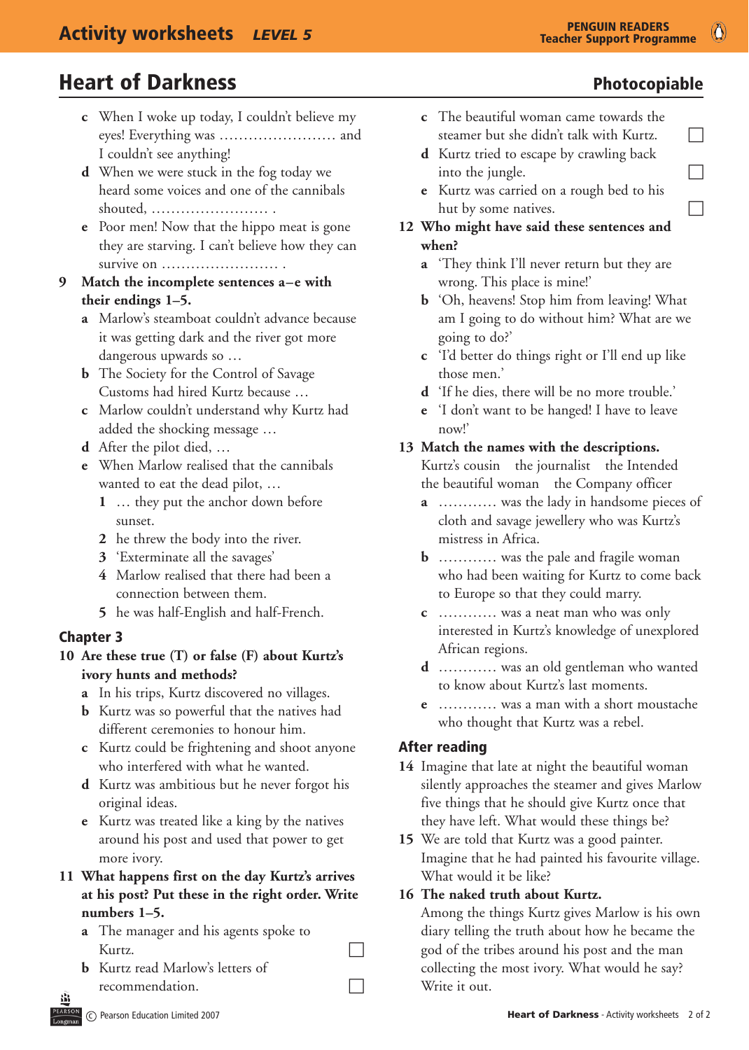## Heart of Darkness

**Photocopiable**

c When I woke up today, I couldn't believe my eyes! Everything was ...................... and I couldn't see anything!

d When we were stuck in the fog today we heard some voices and one of the cannibals shouted, ...................... .

e Poor men! Now that the hippo meat is gone they are starving. I can't believe how they can survive on ...................... .

**9 Match the incomplete sentences a–e with their endings 1–5.**

a Marlow's steamboat couldn't advance because it was getting dark and the river got more dangerous upwards so …

b The Society for the Control of Savage Customs had hired Kurtz because …

c Marlow couldn't understand why Kurtz had added the shocking message …

d After the pilot died, …

e When Marlow realised that the cannibals wanted to eat the dead pilot, …

1 … they put the anchor down before sunset.

2 he threw the body into the river.

3 'Exterminate all the savages'

4 Marlow realised that there had been a connection between them.

5 he was half-English and half-French.

### Chapter 3

**10 Are these true (T) or false (F) about Kurtz's ivory hunts and methods?**

a In his trips, Kurtz discovered no villages.

b Kurtz was so powerful that the natives had different ceremonies to honour him.

c Kurtz could be frightening and shoot anyone who interfered with what he wanted.

d Kurtz was ambitious but he never forgot his original ideas.

e Kurtz was treated like a king by the natives around his post and used that power to get more ivory.

**11 What happens first on the day Kurtz's arrives at his post? Put these in the right order. Write numbers 1–5.**

a The manager and his agents spoke to Kurtz. ☐

b Kurtz read Marlow's letters of recommendation. ☐

c The beautiful woman came towards the steamer but she didn't talk with Kurtz. ☐

d Kurtz tried to escape by crawling back into the jungle. ☐

e Kurtz was carried on a rough bed to his hut by some natives. ☐

**12 Who might have said these sentences and when?**

a 'They think I'll never return but they are wrong. This place is mine!'

b 'Oh, heavens! Stop him from leaving! What am I going to do without him? What are we going to do?'

c 'I'd better do things right or I'll end up like those men.'

d 'If he dies, there will be no more trouble.'

e 'I don't want to be hanged! I have to leave now!'

**13 Match the names with the descriptions.**

Kurtz's cousin   the journalist   the Intended   the beautiful woman   the Company officer

a ........... was the lady in handsome pieces of cloth and savage jewellery who was Kurtz's mistress in Africa.

b ........... was the pale and fragile woman who had been waiting for Kurtz to come back to Europe so that they could marry.

c ........... was a neat man who was only interested in Kurtz's knowledge of unexplored African regions.

d ........... was an old gentleman who wanted to know about Kurtz's last moments.

e ........... was a man with a short moustache who thought that Kurtz was a rebel.

### After reading

**14** Imagine that late at night the beautiful woman silently approaches the steamer and gives Marlow five things that he should give Kurtz once that they have left. What would these things be?

**15** We are told that Kurtz was a good painter. Imagine that he had painted his favourite village. What would it be like?

**16 The naked truth about Kurtz.**

Among the things Kurtz gives Marlow is his own diary telling the truth about how he became the god of the tribes around his post and the man collecting the most ivory. What would he say? Write it out.

© Pearson Education Limited 2007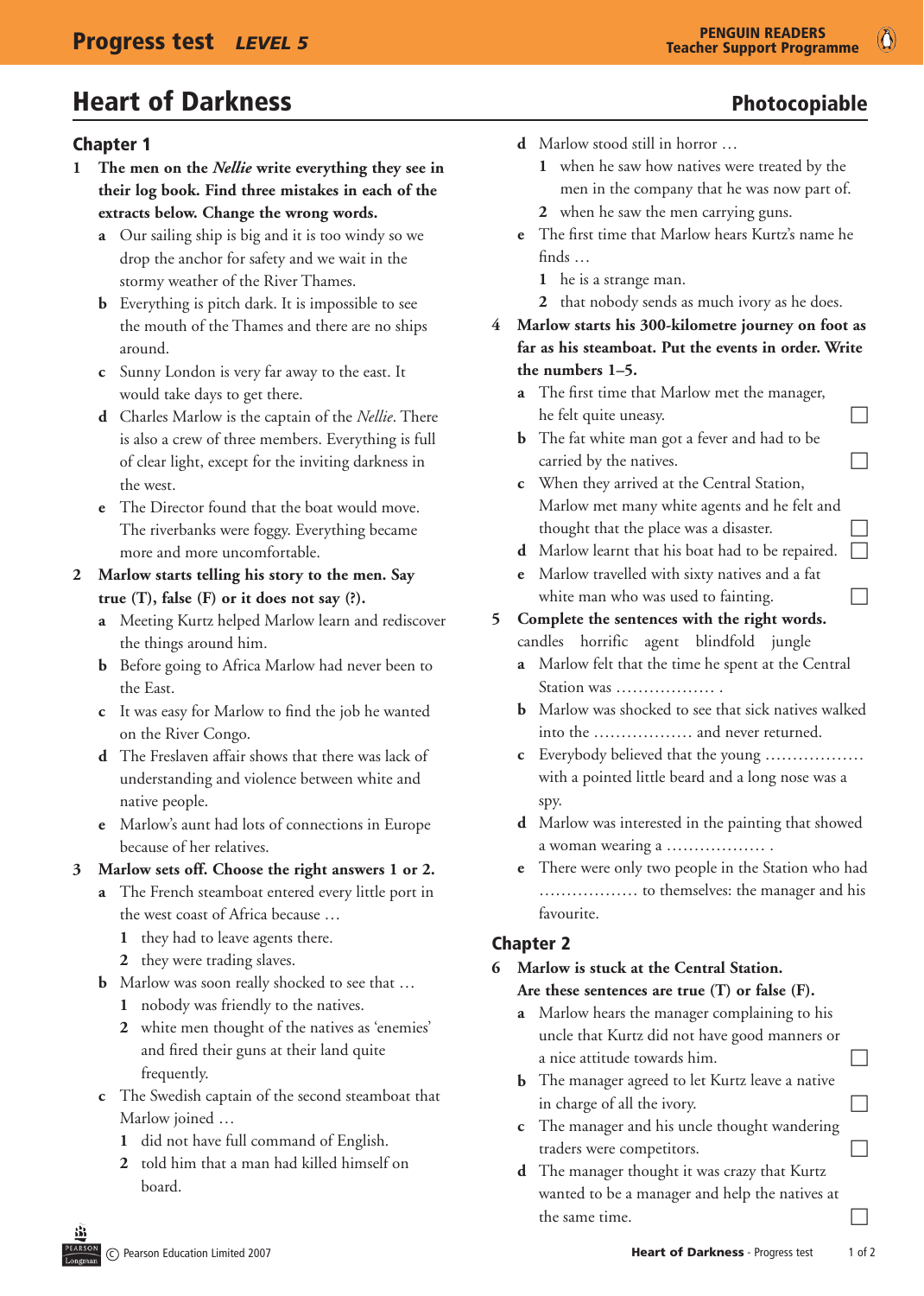# Heart of Darkness

Photocopiable

## Chapter 1

**1 The men on the *Nellie* write everything they see in their log book. Find three mistakes in each of the extracts below. Change the wrong words.**

- **a** Our sailing ship is big and it is too windy so we drop the anchor for safety and we wait in the stormy weather of the River Thames.
- **b** Everything is pitch dark. It is impossible to see the mouth of the Thames and there are no ships around.
- **c** Sunny London is very far away to the east. It would take days to get there.
- **d** Charles Marlow is the captain of the *Nellie*. There is also a crew of three members. Everything is full of clear light, except for the inviting darkness in the west.
- **e** The Director found that the boat would move. The riverbanks were foggy. Everything became more and more uncomfortable.

**2 Marlow starts telling his story to the men. Say true (T), false (F) or it does not say (?).**

- **a** Meeting Kurtz helped Marlow learn and rediscover the things around him.
- **b** Before going to Africa Marlow had never been to the East.
- **c** It was easy for Marlow to find the job he wanted on the River Congo.
- **d** The Freslaven affair shows that there was lack of understanding and violence between white and native people.
- **e** Marlow's aunt had lots of connections in Europe because of her relatives.

**3 Marlow sets off. Choose the right answers 1 or 2.**

- **a** The French steamboat entered every little port in the west coast of Africa because …
  1. they had to leave agents there.
  2. they were trading slaves.
- **b** Marlow was soon really shocked to see that …
  1. nobody was friendly to the natives.
  2. white men thought of the natives as 'enemies' and fired their guns at their land quite frequently.
- **c** The Swedish captain of the second steamboat that Marlow joined …
  1. did not have full command of English.
  2. told him that a man had killed himself on board.
- **d** Marlow stood still in horror …
  1. when he saw how natives were treated by the men in the company that he was now part of.
  2. when he saw the men carrying guns.
- **e** The first time that Marlow hears Kurtz's name he finds …
  1. he is a strange man.
  2. that nobody sends as much ivory as he does.

**4 Marlow starts his 300-kilometre journey on foot as far as his steamboat. Put the events in order. Write the numbers 1–5.**

- **a** The first time that Marlow met the manager, he felt quite uneasy. ☐
- **b** The fat white man got a fever and had to be carried by the natives. ☐
- **c** When they arrived at the Central Station, Marlow met many white agents and he felt and thought that the place was a disaster. ☐
- **d** Marlow learnt that his boat had to be repaired. ☐
- **e** Marlow travelled with sixty natives and a fat white man who was used to fainting. ☐

**5 Complete the sentences with the right words.**

candles horrific agent blindfold jungle

- **a** Marlow felt that the time he spent at the Central Station was ……………… .
- **b** Marlow was shocked to see that sick natives walked into the ……………… and never returned.
- **c** Everybody believed that the young ……………… with a pointed little beard and a long nose was a spy.
- **d** Marlow was interested in the painting that showed a woman wearing a ……………… .
- **e** There were only two people in the Station who had ……………… to themselves: the manager and his favourite.

## Chapter 2

**6 Marlow is stuck at the Central Station. Are these sentences are true (T) or false (F).**

- **a** Marlow hears the manager complaining to his uncle that Kurtz did not have good manners or a nice attitude towards him. ☐
- **b** The manager agreed to let Kurtz leave a native in charge of all the ivory. ☐
- **c** The manager and his uncle thought wandering traders were competitors. ☐
- **d** The manager thought it was crazy that Kurtz wanted to be a manager and help the natives at the same time. ☐

© Pearson Education Limited 2007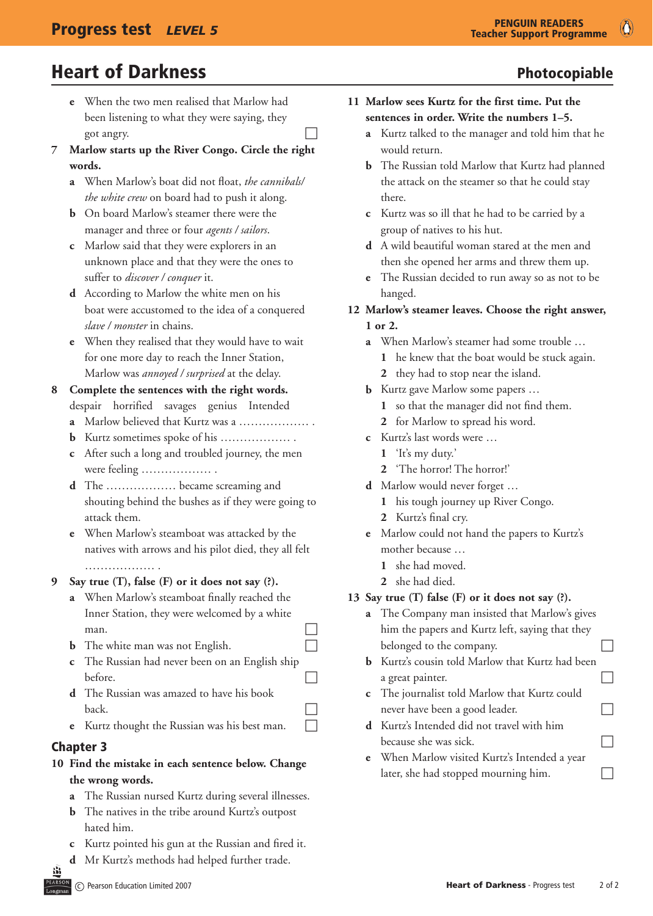# Heart of Darkness

**Photocopiable**

e When the two men realised that Marlow had been listening to what they were saying, they got angry. ☐

**7 Marlow starts up the River Congo. Circle the right words.**

a When Marlow's boat did not float, *the cannibals/ the white crew* on board had to push it along.

b On board Marlow's steamer there were the manager and three or four *agents / sailors*.

c Marlow said that they were explorers in an unknown place and that they were the ones to suffer to *discover / conquer* it.

d According to Marlow the white men on his boat were accustomed to the idea of a conquered *slave / monster* in chains.

e When they realised that they would have to wait for one more day to reach the Inner Station, Marlow was *annoyed / surprised* at the delay.

**8 Complete the sentences with the right words.**

despair   horrified   savages   genius   Intended

a Marlow believed that Kurtz was a ……………… .

b Kurtz sometimes spoke of his ……………… .

c After such a long and troubled journey, the men were feeling ……………… .

d The ……………… became screaming and shouting behind the bushes as if they were going to attack them.

e When Marlow's steamboat was attacked by the natives with arrows and his pilot died, they all felt ……………… .

**9 Say true (T), false (F) or it does not say (?).**

a When Marlow's steamboat finally reached the Inner Station, they were welcomed by a white man. ☐

b The white man was not English. ☐

c The Russian had never been on an English ship before. ☐

d The Russian was amazed to have his book back. ☐

e Kurtz thought the Russian was his best man. ☐

## Chapter 3

**10 Find the mistake in each sentence below. Change the wrong words.**

a The Russian nursed Kurtz during several illnesses.

b The natives in the tribe around Kurtz's outpost hated him.

c Kurtz pointed his gun at the Russian and fired it.

d Mr Kurtz's methods had helped further trade.

**11 Marlow sees Kurtz for the first time. Put the sentences in order. Write the numbers 1–5.**

a Kurtz talked to the manager and told him that he would return.

b The Russian told Marlow that Kurtz had planned the attack on the steamer so that he could stay there.

c Kurtz was so ill that he had to be carried by a group of natives to his hut.

d A wild beautiful woman stared at the men and then she opened her arms and threw them up.

e The Russian decided to run away so as not to be hanged.

**12 Marlow's steamer leaves. Choose the right answer, 1 or 2.**

a When Marlow's steamer had some trouble …
 1 he knew that the boat would be stuck again.
 2 they had to stop near the island.

b Kurtz gave Marlow some papers …
 1 so that the manager did not find them.
 2 for Marlow to spread his word.

c Kurtz's last words were …
 1 'It's my duty.'
 2 'The horror! The horror!'

d Marlow would never forget …
 1 his tough journey up River Congo.
 2 Kurtz's final cry.

e Marlow could not hand the papers to Kurtz's mother because …
 1 she had moved.
 2 she had died.

**13 Say true (T) false (F) or it does not say (?).**

a The Company man insisted that Marlow's gives him the papers and Kurtz left, saying that they belonged to the company. ☐

b Kurtz's cousin told Marlow that Kurtz had been a great painter. ☐

c The journalist told Marlow that Kurtz could never have been a good leader. ☐

d Kurtz's Intended did not travel with him because she was sick. ☐

e When Marlow visited Kurtz's Intended a year later, she had stopped mourning him. ☐

© Pearson Education Limited 2007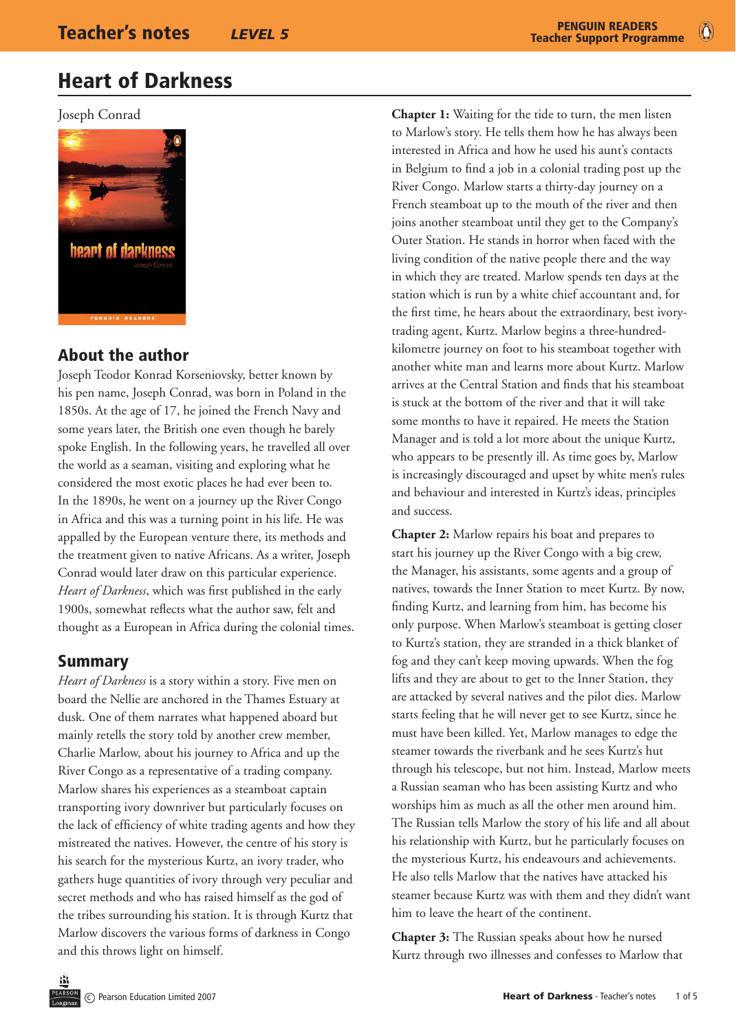# Heart of Darkness

Joseph Conrad

## About the author

Joseph Teodor Konrad Korseniovsky, better known by his pen name, Joseph Conrad, was born in Poland in the 1850s. At the age of 17, he joined the French Navy and some years later, the British one even though he barely spoke English. In the following years, he travelled all over the world as a seaman, visiting and exploring what he considered the most exotic places he had ever been to. In the 1890s, he went on a journey up the River Congo in Africa and this was a turning point in his life. He was appalled by the European venture there, its methods and the treatment given to native Africans. As a writer, Joseph Conrad would later draw on this particular experience. *Heart of Darkness*, which was first published in the early 1900s, somewhat reflects what the author saw, felt and thought as a European in Africa during the colonial times.

## Summary

*Heart of Darkness* is a story within a story. Five men on board the Nellie are anchored in the Thames Estuary at dusk. One of them narrates what happened aboard but mainly retells the story told by another crew member, Charlie Marlow, about his journey to Africa and up the River Congo as a representative of a trading company. Marlow shares his experiences as a steamboat captain transporting ivory downriver but particularly focuses on the lack of efficiency of white trading agents and how they mistreated the natives. However, the centre of his story is his search for the mysterious Kurtz, an ivory trader, who gathers huge quantities of ivory through very peculiar and secret methods and who has raised himself as the god of the tribes surrounding his station. It is through Kurtz that Marlow discovers the various forms of darkness in Congo and this throws light on himself.

**Chapter 1:** Waiting for the tide to turn, the men listen to Marlow's story. He tells them how he has always been interested in Africa and how he used his aunt's contacts in Belgium to find a job in a colonial trading post up the River Congo. Marlow starts a thirty-day journey on a French steamboat up to the mouth of the river and then joins another steamboat until they get to the Company's Outer Station. He stands in horror when faced with the living condition of the native people there and the way in which they are treated. Marlow spends ten days at the station which is run by a white chief accountant and, for the first time, he hears about the extraordinary, best ivory-trading agent, Kurtz. Marlow begins a three-hundred-kilometre journey on foot to his steamboat together with another white man and learns more about Kurtz. Marlow arrives at the Central Station and finds that his steamboat is stuck at the bottom of the river and that it will take some months to have it repaired. He meets the Station Manager and is told a lot more about the unique Kurtz, who appears to be presently ill. As time goes by, Marlow is increasingly discouraged and upset by white men's rules and behaviour and interested in Kurtz's ideas, principles and success.

**Chapter 2:** Marlow repairs his boat and prepares to start his journey up the River Congo with a big crew, the Manager, his assistants, some agents and a group of natives, towards the Inner Station to meet Kurtz. By now, finding Kurtz, and learning from him, has become his only purpose. When Marlow's steamboat is getting closer to Kurtz's station, they are stranded in a thick blanket of fog and they can't keep moving upwards. When the fog lifts and they are about to get to the Inner Station, they are attacked by several natives and the pilot dies. Marlow starts feeling that he will never get to see Kurtz, since he must have been killed. Yet, Marlow manages to edge the steamer towards the riverbank and he sees Kurtz's hut through his telescope, but not him. Instead, Marlow meets a Russian seaman who has been assisting Kurtz and who worships him as much as all the other men around him. The Russian tells Marlow the story of his life and all about his relationship with Kurtz, but he particularly focuses on the mysterious Kurtz, his endeavours and achievements. He also tells Marlow that the natives have attacked his steamer because Kurtz was with them and they didn't want him to leave the heart of the continent.

**Chapter 3:** The Russian speaks about how he nursed Kurtz through two illnesses and confesses to Marlow that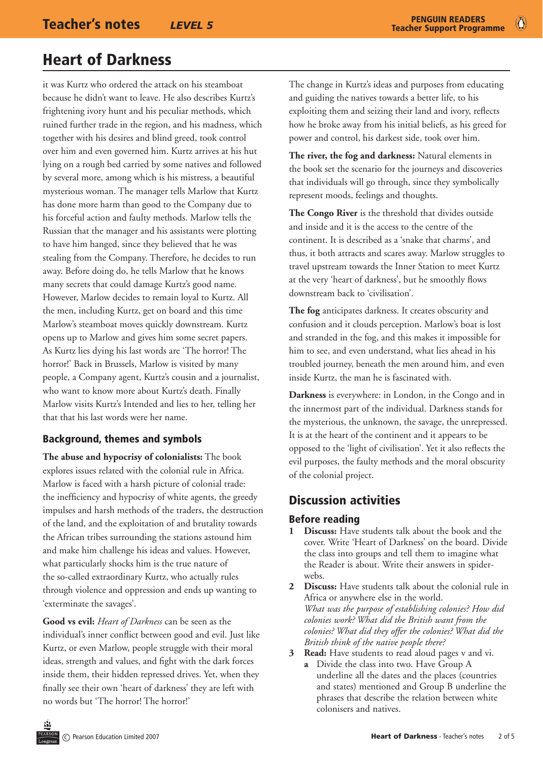# Heart of Darkness

it was Kurtz who ordered the attack on his steamboat because he didn't want to leave. He also describes Kurtz's frightening ivory hunt and his peculiar methods, which ruined further trade in the region, and his madness, which together with his desires and blind greed, took control over him and even governed him. Kurtz arrives at his hut lying on a rough bed carried by some natives and followed by several more, among which is his mistress, a beautiful mysterious woman. The manager tells Marlow that Kurtz has done more harm than good to the Company due to his forceful action and faulty methods. Marlow tells the Russian that the manager and his assistants were plotting to have him hanged, since they believed that he was stealing from the Company. Therefore, he decides to run away. Before doing do, he tells Marlow that he knows many secrets that could damage Kurtz's good name. However, Marlow decides to remain loyal to Kurtz. All the men, including Kurtz, get on board and this time Marlow's steamboat moves quickly downstream. Kurtz opens up to Marlow and gives him some secret papers. As Kurtz lies dying his last words are 'The horror! The horror!' Back in Brussels, Marlow is visited by many people, a Company agent, Kurtz's cousin and a journalist, who want to know more about Kurtz's death. Finally Marlow visits Kurtz's Intended and lies to her, telling her that that his last words were her name.

## Background, themes and symbols

**The abuse and hypocrisy of colonialists:** The book explores issues related with the colonial rule in Africa. Marlow is faced with a harsh picture of colonial trade: the inefficiency and hypocrisy of white agents, the greedy impulses and harsh methods of the traders, the destruction of the land, and the exploitation of and brutality towards the African tribes surrounding the stations astound him and make him challenge his ideas and values. However, what particularly shocks him is the true nature of the so-called extraordinary Kurtz, who actually rules through violence and oppression and ends up wanting to 'exterminate the savages'.

**Good vs evil:** *Heart of Darkness* can be seen as the individual's inner conflict between good and evil. Just like Kurtz, or even Marlow, people struggle with their moral ideas, strength and values, and fight with the dark forces inside them, their hidden repressed drives. Yet, when they finally see their own 'heart of darkness' they are left with no words but 'The horror! The horror!'

The change in Kurtz's ideas and purposes from educating and guiding the natives towards a better life, to his exploiting them and seizing their land and ivory, reflects how he broke away from his initial beliefs, as his greed for power and control, his darkest side, took over him.

**The river, the fog and darkness:** Natural elements in the book set the scenario for the journeys and discoveries that individuals will go through, since they symbolically represent moods, feelings and thoughts.

**The Congo River** is the threshold that divides outside and inside and it is the access to the centre of the continent. It is described as a 'snake that charms', and thus, it both attracts and scares away. Marlow struggles to travel upstream towards the Inner Station to meet Kurtz at the very 'heart of darkness', but he smoothly flows downstream back to 'civilisation'.

**The fog** anticipates darkness. It creates obscurity and confusion and it clouds perception. Marlow's boat is lost and stranded in the fog, and this makes it impossible for him to see, and even understand, what lies ahead in his troubled journey, beneath the men around him, and even inside Kurtz, the man he is fascinated with.

**Darkness** is everywhere: in London, in the Congo and in the innermost part of the individual. Darkness stands for the mysterious, the unknown, the savage, the unrepressed. It is at the heart of the continent and it appears to be opposed to the 'light of civilisation'. Yet it also reflects the evil purposes, the faulty methods and the moral obscurity of the colonial project.

## Discussion activities

### Before reading

1. **Discuss:** Have students talk about the book and the cover. Write 'Heart of Darkness' on the board. Divide the class into groups and tell them to imagine what the Reader is about. Write their answers in spider-webs.
2. **Discuss:** Have students talk about the colonial rule in Africa or anywhere else in the world.
   *What was the purpose of establishing colonies? How did colonies work? What did the British want from the colonies? What did they offer the colonies? What did the British think of the native people there?*
3. **Read:** Have students to read aloud pages v and vi.
   a. Divide the class into two. Have Group A underline all the dates and the places (countries and states) mentioned and Group B underline the phrases that describe the relation between white colonisers and natives.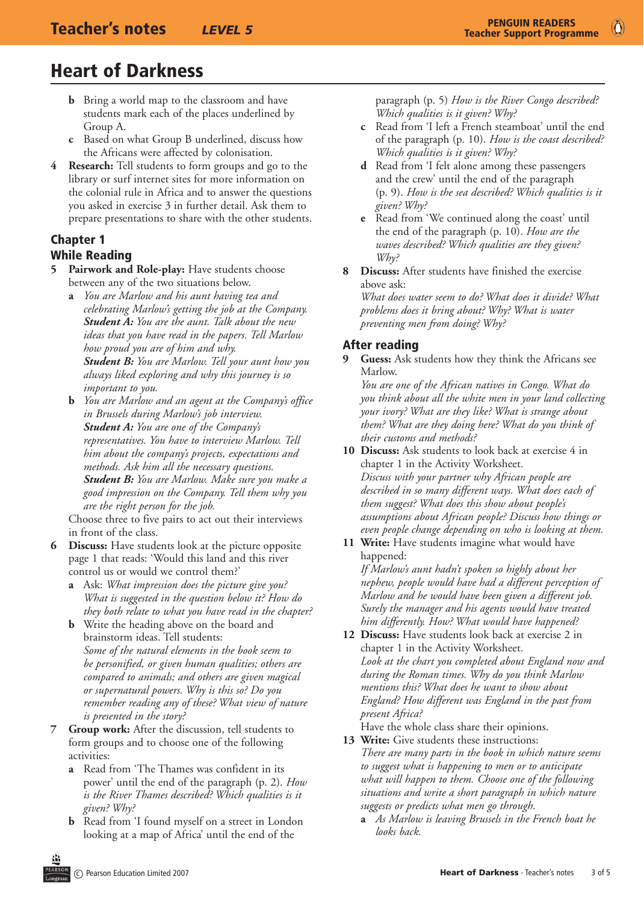# Heart of Darkness

b Bring a world map to the classroom and have students mark each of the places underlined by Group A.

c Based on what Group B underlined, discuss how the Africans were affected by colonisation.

4 **Research:** Tell students to form groups and go to the library or surf internet sites for more information on the colonial rule in Africa and to answer the questions you asked in exercise 3 in further detail. Ask them to prepare presentations to share with the other students.

## Chapter 1

## While Reading

5 **Pairwork and Role-play:** Have students choose between any of the two situations below.

a *You are Marlow and his aunt having tea and celebrating Marlow's getting the job at the Company.*
***Student A:*** *You are the aunt. Talk about the new ideas that you have read in the papers. Tell Marlow how proud you are of him and why.*
***Student B:*** *You are Marlow. Tell your aunt how you always liked exploring and why this journey is so important to you.*

b *You are Marlow and an agent at the Company's office in Brussels during Marlow's job interview.*
***Student A:*** *You are one of the Company's representatives. You have to interview Marlow. Tell him about the company's projects, expectations and methods. Ask him all the necessary questions.*
***Student B:*** *You are Marlow. Make sure you make a good impression on the Company. Tell them why you are the right person for the job.*

Choose three to five pairs to act out their interviews in front of the class.

6 **Discuss:** Have students look at the picture opposite page 1 that reads: 'Would this land and this river control us or would we control them?'

a Ask: *What impression does the picture give you? What is suggested in the question below it? How do they both relate to what you have read in the chapter?*

b Write the heading above on the board and brainstorm ideas. Tell students:
*Some of the natural elements in the book seem to be personified, or given human qualities; others are compared to animals; and others are given magical or supernatural powers. Why is this so? Do you remember reading any of these? What view of nature is presented in the story?*

7 **Group work:** After the discussion, tell students to form groups and to choose one of the following activities:

a Read from 'The Thames was confident in its power' until the end of the paragraph (p. 2). *How is the River Thames described? Which qualities is it given? Why?*

b Read from 'I found myself on a street in London looking at a map of Africa' until the end of the paragraph (p. 5) *How is the River Congo described? Which qualities is it given? Why?*

c Read from 'I left a French steamboat' until the end of the paragraph (p. 10). *How is the coast described? Which qualities is it given? Why?*

d Read from 'I felt alone among these passengers and the crew' until the end of the paragraph (p. 9). *How is the sea described? Which qualities is it given? Why?*

e Read from 'We continued along the coast' until the end of the paragraph (p. 10). *How are the waves described? Which qualities are they given? Why?*

8 **Discuss:** After students have finished the exercise above ask:
*What does water seem to do? What does it divide? What problems does it bring about? Why? What is water preventing men from doing? Why?*

## After reading

9 **Guess:** Ask students how they think the Africans see Marlow.
*You are one of the African natives in Congo. What do you think about all the white men in your land collecting your ivory? What are they like? What is strange about them? What are they doing here? What do you think of their customs and methods?*

10 **Discuss:** Ask students to look back at exercise 4 in chapter 1 in the Activity Worksheet.
*Discuss with your partner why African people are described in so many different ways. What does each of them suggest? What does this show about people's assumptions about African people? Discuss how things or even people change depending on who is looking at them.*

11 **Write:** Have students imagine what would have happened:
*If Marlow's aunt hadn't spoken so highly about her nephew, people would have had a different perception of Marlow and he would have been given a different job. Surely the manager and his agents would have treated him differently. How? What would have happened?*

12 **Discuss:** Have students look back at exercise 2 in chapter 1 in the Activity Worksheet.
*Look at the chart you completed about England now and during the Roman times. Why do you think Marlow mentions this? What does he want to show about England? How different was England in the past from present Africa?*
Have the whole class share their opinions.

13 **Write:** Give students these instructions:
*There are many parts in the book in which nature seems to suggest what is happening to men or to anticipate what will happen to them. Choose one of the following situations and write a short paragraph in which nature suggests or predicts what men go through.*

a *As Marlow is leaving Brussels in the French boat he looks back.*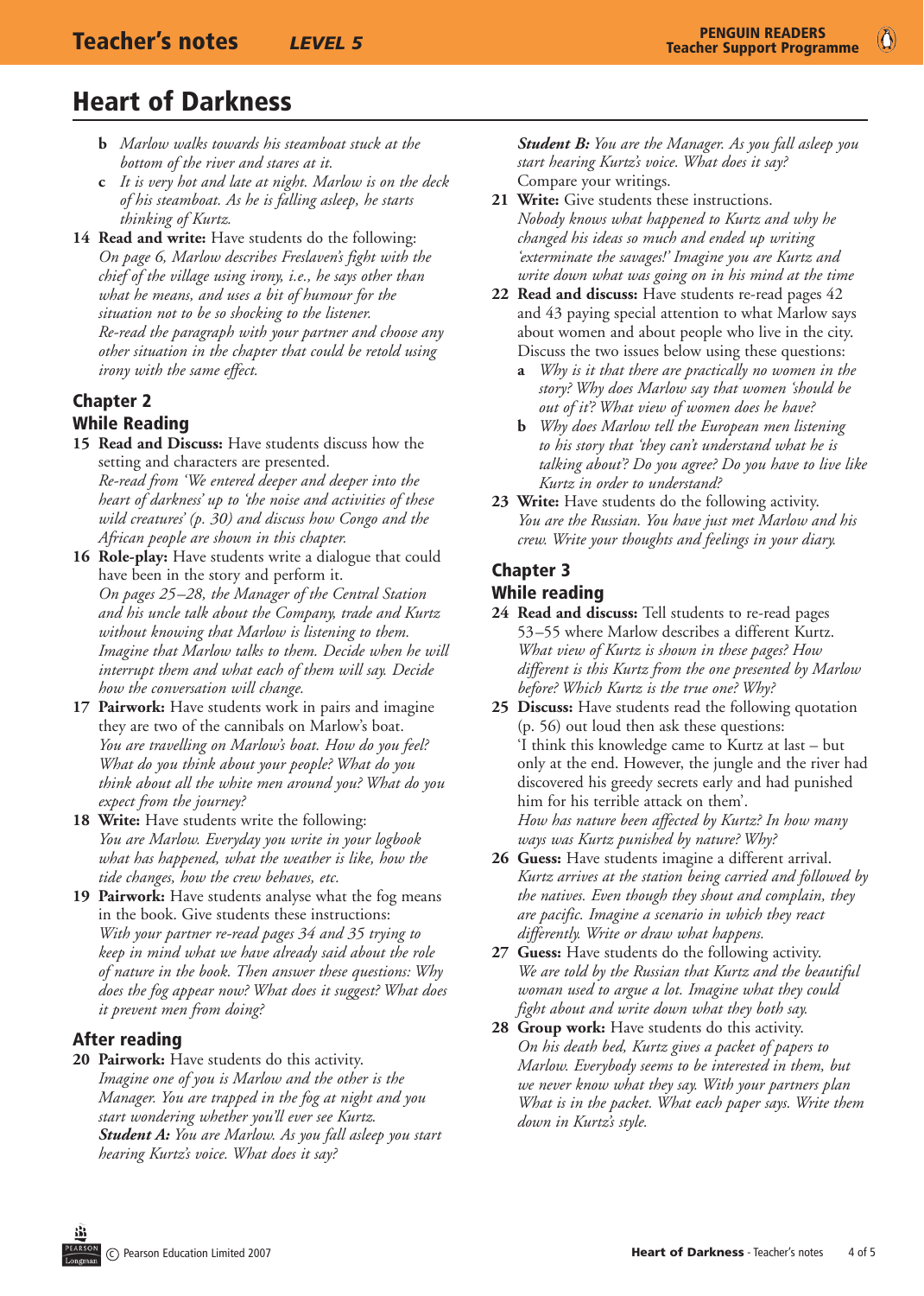# Heart of Darkness

- **b** *Marlow walks towards his steamboat stuck at the bottom of the river and stares at it.*
- **c** *It is very hot and late at night. Marlow is on the deck of his steamboat. As he is falling asleep, he starts thinking of Kurtz.*

**14 Read and write:** Have students do the following:
*On page 6, Marlow describes Freslaven's fight with the chief of the village using irony, i.e., he says other than what he means, and uses a bit of humour for the situation not to be so shocking to the listener.*
*Re-read the paragraph with your partner and choose any other situation in the chapter that could be retold using irony with the same effect.*

## Chapter 2

### While Reading

**15 Read and Discuss:** Have students discuss how the setting and characters are presented.
*Re-read from 'We entered deeper and deeper into the heart of darkness' up to 'the noise and activities of these wild creatures' (p. 30) and discuss how Congo and the African people are shown in this chapter.*

**16 Role-play:** Have students write a dialogue that could have been in the story and perform it.
*On pages 25–28, the Manager of the Central Station and his uncle talk about the Company, trade and Kurtz without knowing that Marlow is listening to them. Imagine that Marlow talks to them. Decide when he will interrupt them and what each of them will say. Decide how the conversation will change.*

**17 Pairwork:** Have students work in pairs and imagine they are two of the cannibals on Marlow's boat.
*You are travelling on Marlow's boat. How do you feel? What do you think about your people? What do you think about all the white men around you? What do you expect from the journey?*

**18 Write:** Have students write the following:
*You are Marlow. Everyday you write in your logbook what has happened, what the weather is like, how the tide changes, how the crew behaves, etc.*

**19 Pairwork:** Have students analyse what the fog means in the book. Give students these instructions:
*With your partner re-read pages 34 and 35 trying to keep in mind what we have already said about the role of nature in the book. Then answer these questions: Why does the fog appear now? What does it suggest? What does it prevent men from doing?*

### After reading

**20 Pairwork:** Have students do this activity.
*Imagine one of you is Marlow and the other is the Manager. You are trapped in the fog at night and you start wondering whether you'll ever see Kurtz.*
***Student A:*** *You are Marlow. As you fall asleep you start hearing Kurtz's voice. What does it say?*
***Student B:*** *You are the Manager. As you fall asleep you start hearing Kurtz's voice. What does it say?*
Compare your writings.

**21 Write:** Give students these instructions.
*Nobody knows what happened to Kurtz and why he changed his ideas so much and ended up writing 'exterminate the savages!' Imagine you are Kurtz and write down what was going on in his mind at the time*

**22 Read and discuss:** Have students re-read pages 42 and 43 paying special attention to what Marlow says about women and about people who live in the city. Discuss the two issues below using these questions:

- **a** *Why is it that there are practically no women in the story? Why does Marlow say that women 'should be out of it'? What view of women does he have?*
- **b** *Why does Marlow tell the European men listening to his story that 'they can't understand what he is talking about'? Do you agree? Do you have to live like Kurtz in order to understand?*

**23 Write:** Have students do the following activity.
*You are the Russian. You have just met Marlow and his crew. Write your thoughts and feelings in your diary.*

## Chapter 3

### While reading

**24 Read and discuss:** Tell students to re-read pages 53–55 where Marlow describes a different Kurtz.
*What view of Kurtz is shown in these pages? How different is this Kurtz from the one presented by Marlow before? Which Kurtz is the true one? Why?*

**25 Discuss:** Have students read the following quotation (p. 56) out loud then ask these questions:
'I think this knowledge came to Kurtz at last – but only at the end. However, the jungle and the river had discovered his greedy secrets early and had punished him for his terrible attack on them'.
*How has nature been affected by Kurtz? In how many ways was Kurtz punished by nature? Why?*

**26 Guess:** Have students imagine a different arrival.
*Kurtz arrives at the station being carried and followed by the natives. Even though they shout and complain, they are pacific. Imagine a scenario in which they react differently. Write or draw what happens.*

**27 Guess:** Have students do the following activity.
*We are told by the Russian that Kurtz and the beautiful woman used to argue a lot. Imagine what they could fight about and write down what they both say.*

**28 Group work:** Have students do this activity.
*On his death bed, Kurtz gives a packet of papers to Marlow. Everybody seems to be interested in them, but we never know what they say. With your partners plan What is in the packet. What each paper says. Write them down in Kurtz's style.*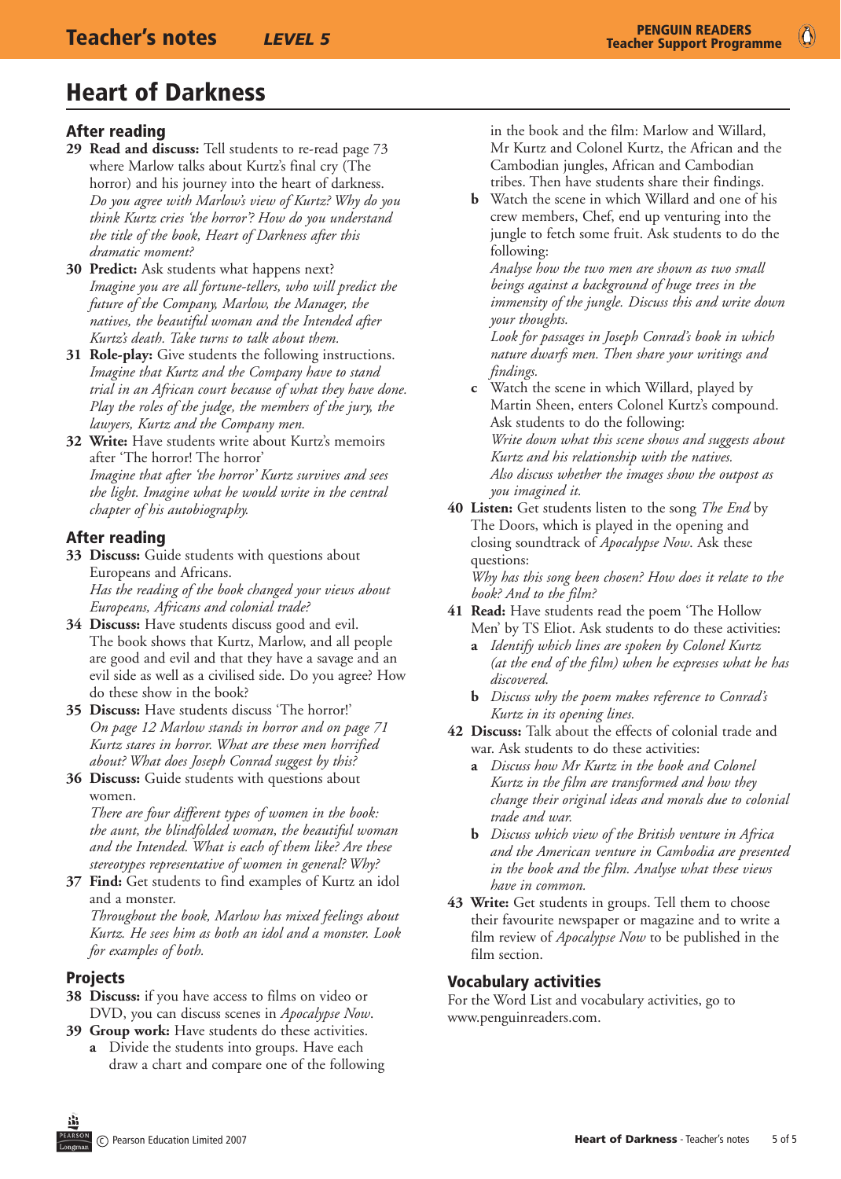# Heart of Darkness

## After reading

**29 Read and discuss:** Tell students to re-read page 73 where Marlow talks about Kurtz's final cry (The horror) and his journey into the heart of darkness. *Do you agree with Marlow's view of Kurtz? Why do you think Kurtz cries 'the horror'? How do you understand the title of the book, Heart of Darkness after this dramatic moment?*

**30 Predict:** Ask students what happens next? *Imagine you are all fortune-tellers, who will predict the future of the Company, Marlow, the Manager, the natives, the beautiful woman and the Intended after Kurtz's death. Take turns to talk about them.*

**31 Role-play:** Give students the following instructions. *Imagine that Kurtz and the Company have to stand trial in an African court because of what they have done. Play the roles of the judge, the members of the jury, the lawyers, Kurtz and the Company men.*

**32 Write:** Have students write about Kurtz's memoirs after 'The horror! The horror' *Imagine that after 'the horror' Kurtz survives and sees the light. Imagine what he would write in the central chapter of his autobiography.*

## After reading

**33 Discuss:** Guide students with questions about Europeans and Africans. *Has the reading of the book changed your views about Europeans, Africans and colonial trade?*

**34 Discuss:** Have students discuss good and evil. The book shows that Kurtz, Marlow, and all people are good and evil and that they have a savage and an evil side as well as a civilised side. Do you agree? How do these show in the book?

**35 Discuss:** Have students discuss 'The horror!' *On page 12 Marlow stands in horror and on page 71 Kurtz stares in horror. What are these men horrified about? What does Joseph Conrad suggest by this?*

**36 Discuss:** Guide students with questions about women. *There are four different types of women in the book: the aunt, the blindfolded woman, the beautiful woman and the Intended. What is each of them like? Are these stereotypes representative of women in general? Why?*

**37 Find:** Get students to find examples of Kurtz an idol and a monster. *Throughout the book, Marlow has mixed feelings about Kurtz. He sees him as both an idol and a monster. Look for examples of both.*

## Projects

**38 Discuss:** if you have access to films on video or DVD, you can discuss scenes in *Apocalypse Now*.

**39 Group work:** Have students do these activities.

**a** Divide the students into groups. Have each draw a chart and compare one of the following in the book and the film: Marlow and Willard, Mr Kurtz and Colonel Kurtz, the African and the Cambodian jungles, African and Cambodian tribes. Then have students share their findings.

**b** Watch the scene in which Willard and one of his crew members, Chef, end up venturing into the jungle to fetch some fruit. Ask students to do the following:
*Analyse how the two men are shown as two small beings against a background of huge trees in the immensity of the jungle. Discuss this and write down your thoughts.*
*Look for passages in Joseph Conrad's book in which nature dwarfs men. Then share your writings and findings.*

**c** Watch the scene in which Willard, played by Martin Sheen, enters Colonel Kurtz's compound. Ask students to do the following:
*Write down what this scene shows and suggests about Kurtz and his relationship with the natives.*
*Also discuss whether the images show the outpost as you imagined it.*

**40 Listen:** Get students listen to the song *The End* by The Doors, which is played in the opening and closing soundtrack of *Apocalypse Now*. Ask these questions:
*Why has this song been chosen? How does it relate to the book? And to the film?*

**41 Read:** Have students read the poem 'The Hollow Men' by TS Eliot. Ask students to do these activities:

**a** *Identify which lines are spoken by Colonel Kurtz (at the end of the film) when he expresses what he has discovered.*

**b** *Discuss why the poem makes reference to Conrad's Kurtz in its opening lines.*

**42 Discuss:** Talk about the effects of colonial trade and war. Ask students to do these activities:

**a** *Discuss how Mr Kurtz in the book and Colonel Kurtz in the film are transformed and how they change their original ideas and morals due to colonial trade and war.*

**b** *Discuss which view of the British venture in Africa and the American venture in Cambodia are presented in the book and the film. Analyse what these views have in common.*

**43 Write:** Get students in groups. Tell them to choose their favourite newspaper or magazine and to write a film review of *Apocalypse Now* to be published in the film section.

## Vocabulary activities

For the Word List and vocabulary activities, go to www.penguinreaders.com.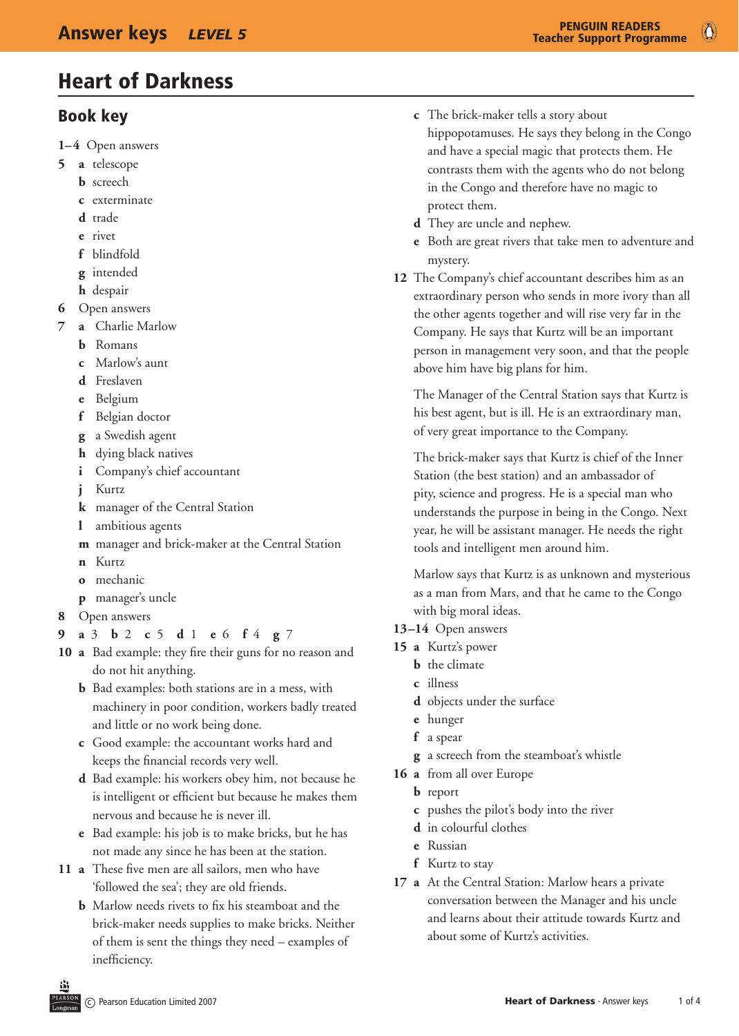# Heart of Darkness

## Book key

**1–4** Open answers

**5**
- **a** telescope
- **b** screech
- **c** exterminate
- **d** trade
- **e** rivet
- **f** blindfold
- **g** intended
- **h** despair

**6** Open answers

**7**
- **a** Charlie Marlow
- **b** Romans
- **c** Marlow's aunt
- **d** Freslaven
- **e** Belgium
- **f** Belgian doctor
- **g** a Swedish agent
- **h** dying black natives
- **i** Company's chief accountant
- **j** Kurtz
- **k** manager of the Central Station
- **l** ambitious agents
- **m** manager and brick-maker at the Central Station
- **n** Kurtz
- **o** mechanic
- **p** manager's uncle

**8** Open answers

**9** **a** 3 **b** 2 **c** 5 **d** 1 **e** 6 **f** 4 **g** 7

**10**
- **a** Bad example: they fire their guns for no reason and do not hit anything.
- **b** Bad examples: both stations are in a mess, with machinery in poor condition, workers badly treated and little or no work being done.
- **c** Good example: the accountant works hard and keeps the financial records very well.
- **d** Bad example: his workers obey him, not because he is intelligent or efficient but because he makes them nervous and because he is never ill.
- **e** Bad example: his job is to make bricks, but he has not made any since he has been at the station.

**11**
- **a** These five men are all sailors, men who have 'followed the sea'; they are old friends.
- **b** Marlow needs rivets to fix his steamboat and the brick-maker needs supplies to make bricks. Neither of them is sent the things they need – examples of inefficiency.
- **c** The brick-maker tells a story about hippopotamuses. He says they belong in the Congo and have a special magic that protects them. He contrasts them with the agents who do not belong in the Congo and therefore have no magic to protect them.
- **d** They are uncle and nephew.
- **e** Both are great rivers that take men to adventure and mystery.

**12** The Company's chief accountant describes him as an extraordinary person who sends in more ivory than all the other agents together and will rise very far in the Company. He says that Kurtz will be an important person in management very soon, and that the people above him have big plans for him.

The Manager of the Central Station says that Kurtz is his best agent, but is ill. He is an extraordinary man, of very great importance to the Company.

The brick-maker says that Kurtz is chief of the Inner Station (the best station) and an ambassador of pity, science and progress. He is a special man who understands the purpose in being in the Congo. Next year, he will be assistant manager. He needs the right tools and intelligent men around him.

Marlow says that Kurtz is as unknown and mysterious as a man from Mars, and that he came to the Congo with big moral ideas.

**13–14** Open answers

**15**
- **a** Kurtz's power
- **b** the climate
- **c** illness
- **d** objects under the surface
- **e** hunger
- **f** a spear
- **g** a screech from the steamboat's whistle

**16**
- **a** from all over Europe
- **b** report
- **c** pushes the pilot's body into the river
- **d** in colourful clothes
- **e** Russian
- **f** Kurtz to stay

**17**
- **a** At the Central Station: Marlow hears a private conversation between the Manager and his uncle and learns about their attitude towards Kurtz and about some of Kurtz's activities.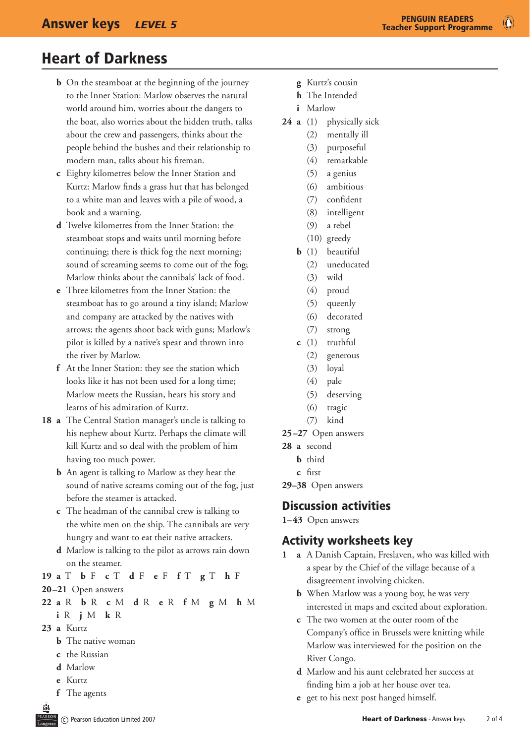## Heart of Darkness

- **b** On the steamboat at the beginning of the journey to the Inner Station: Marlow observes the natural world around him, worries about the dangers to the boat, also worries about the hidden truth, talks about the crew and passengers, thinks about the people behind the bushes and their relationship to modern man, talks about his fireman.
- **c** Eighty kilometres below the Inner Station and Kurtz: Marlow finds a grass hut that has belonged to a white man and leaves with a pile of wood, a book and a warning.
- **d** Twelve kilometres from the Inner Station: the steamboat stops and waits until morning before continuing; there is thick fog the next morning; sound of screaming seems to come out of the fog; Marlow thinks about the cannibals' lack of food.
- **e** Three kilometres from the Inner Station: the steamboat has to go around a tiny island; Marlow and company are attacked by the natives with arrows; the agents shoot back with guns; Marlow's pilot is killed by a native's spear and thrown into the river by Marlow.
- **f** At the Inner Station: they see the station which looks like it has not been used for a long time; Marlow meets the Russian, hears his story and learns of his admiration of Kurtz.

**18**
- **a** The Central Station manager's uncle is talking to his nephew about Kurtz. Perhaps the climate will kill Kurtz and so deal with the problem of him having too much power.
- **b** An agent is talking to Marlow as they hear the sound of native screams coming out of the fog, just before the steamer is attacked.
- **c** The headman of the cannibal crew is talking to the white men on the ship. The cannibals are very hungry and want to eat their native attackers.
- **d** Marlow is talking to the pilot as arrows rain down on the steamer.

**19** **a** T **b** F **c** T **d** F **e** F **f** T **g** T **h** F

**20–21** Open answers

**22** **a** R **b** R **c** M **d** R **e** R **f** M **g** M **h** M **i** R **j** M **k** R

**23**
- **a** Kurtz
- **b** The native woman
- **c** the Russian
- **d** Marlow
- **e** Kurtz
- **f** The agents
- **g** Kurtz's cousin
- **h** The Intended
- **i** Marlow

**24**
- **a** (1) physically sick
  (2) mentally ill
  (3) purposeful
  (4) remarkable
  (5) a genius
  (6) ambitious
  (7) confident
  (8) intelligent
  (9) a rebel
  (10) greedy
- **b** (1) beautiful
  (2) uneducated
  (3) wild
  (4) proud
  (5) queenly
  (6) decorated
  (7) strong
- **c** (1) truthful
  (2) generous
  (3) loyal
  (4) pale
  (5) deserving
  (6) tragic
  (7) kind

**25–27** Open answers

**28**
- **a** second
- **b** third
- **c** first

**29–38** Open answers

## Discussion activities

**1–43** Open answers

## Activity worksheets key

**1**
- **a** A Danish Captain, Freslaven, who was killed with a spear by the Chief of the village because of a disagreement involving chicken.
- **b** When Marlow was a young boy, he was very interested in maps and excited about exploration.
- **c** The two women at the outer room of the Company's office in Brussels were knitting while Marlow was interviewed for the position on the River Congo.
- **d** Marlow and his aunt celebrated her success at finding him a job at her house over tea.
- **e** get to his next post hanged himself.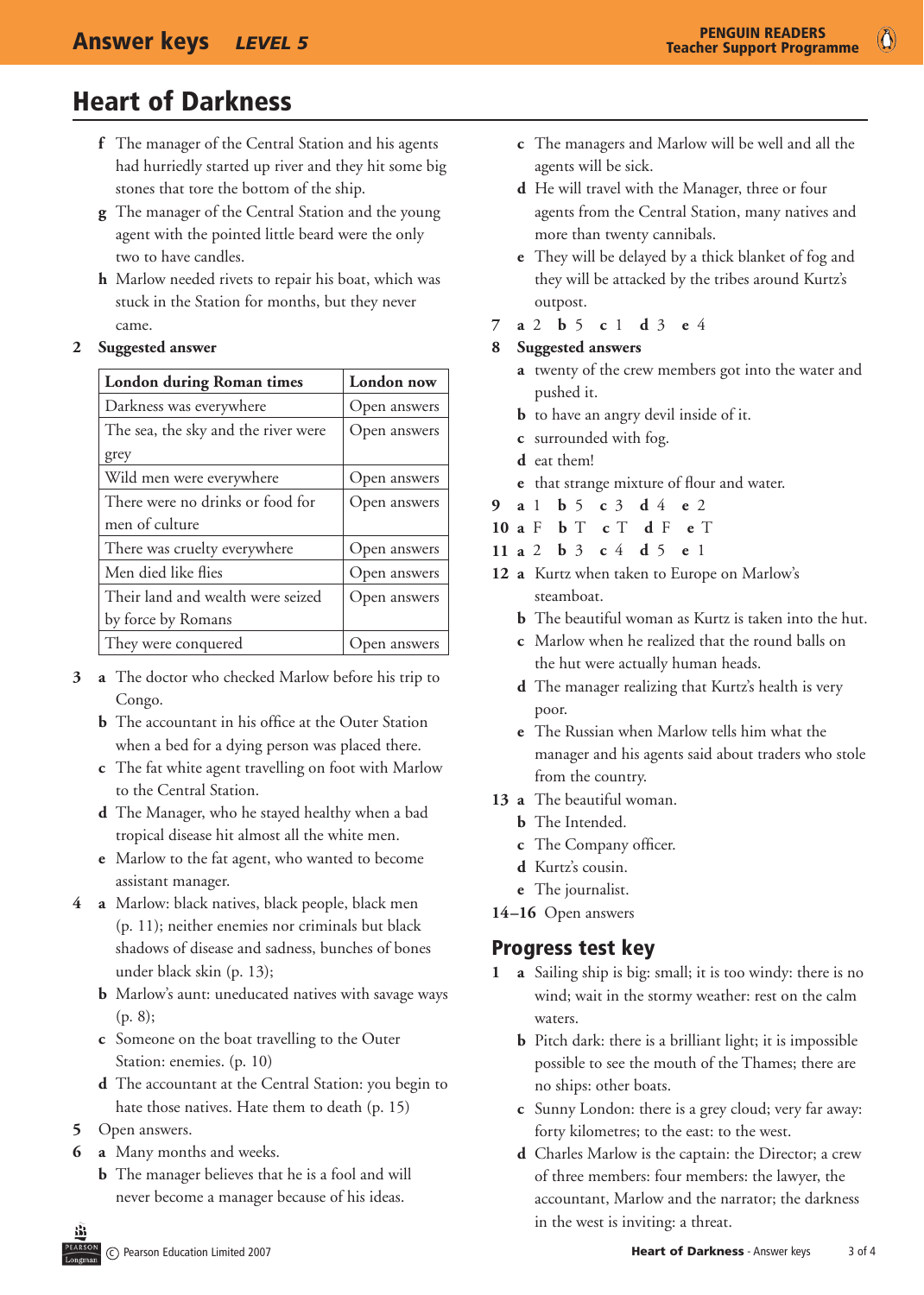# Heart of Darkness

f The manager of the Central Station and his agents had hurriedly started up river and they hit some big stones that tore the bottom of the ship.

g The manager of the Central Station and the young agent with the pointed little beard were the only two to have candles.

h Marlow needed rivets to repair his boat, which was stuck in the Station for months, but they never came.

2 **Suggested answer**

| London during Roman times | London now |
|---|---|
| Darkness was everywhere | Open answers |
| The sea, the sky and the river were grey | Open answers |
| Wild men were everywhere | Open answers |
| There were no drinks or food for men of culture | Open answers |
| There was cruelty everywhere | Open answers |
| Men died like flies | Open answers |
| Their land and wealth were seized by force by Romans | Open answers |
| They were conquered | Open answers |

3 a The doctor who checked Marlow before his trip to Congo.

b The accountant in his office at the Outer Station when a bed for a dying person was placed there.

c The fat white agent travelling on foot with Marlow to the Central Station.

d The Manager, who he stayed healthy when a bad tropical disease hit almost all the white men.

e Marlow to the fat agent, who wanted to become assistant manager.

4 a Marlow: black natives, black people, black men (p. 11); neither enemies nor criminals but black shadows of disease and sadness, bunches of bones under black skin (p. 13);

b Marlow's aunt: uneducated natives with savage ways (p. 8);

c Someone on the boat travelling to the Outer Station: enemies. (p. 10)

d The accountant at the Central Station: you begin to hate those natives. Hate them to death (p. 15)

5 Open answers.

6 a Many months and weeks.

b The manager believes that he is a fool and will never become a manager because of his ideas.

c The managers and Marlow will be well and all the agents will be sick.

d He will travel with the Manager, three or four agents from the Central Station, many natives and more than twenty cannibals.

e They will be delayed by a thick blanket of fog and they will be attacked by the tribes around Kurtz's outpost.

7 a 2 b 5 c 1 d 3 e 4

8 **Suggested answers**

a twenty of the crew members got into the water and pushed it.

b to have an angry devil inside of it.

c surrounded with fog.

d eat them!

e that strange mixture of flour and water.

9 a 1 b 5 c 3 d 4 e 2

10 a F b T c T d F e T

11 a 2 b 3 c 4 d 5 e 1

12 a Kurtz when taken to Europe on Marlow's steamboat.

b The beautiful woman as Kurtz is taken into the hut.

c Marlow when he realized that the round balls on the hut were actually human heads.

d The manager realizing that Kurtz's health is very poor.

e The Russian when Marlow tells him what the manager and his agents said about traders who stole from the country.

13 a The beautiful woman.

b The Intended.

c The Company officer.

d Kurtz's cousin.

e The journalist.

14–16 Open answers

## Progress test key

1 a Sailing ship is big: small; it is too windy: there is no wind; wait in the stormy weather: rest on the calm waters.

b Pitch dark: there is a brilliant light; it is impossible possible to see the mouth of the Thames; there are no ships: other boats.

c Sunny London: there is a grey cloud; very far away: forty kilometres; to the east: to the west.

d Charles Marlow is the captain: the Director; a crew of three members: four members: the lawyer, the accountant, Marlow and the narrator; the darkness in the west is inviting: a threat.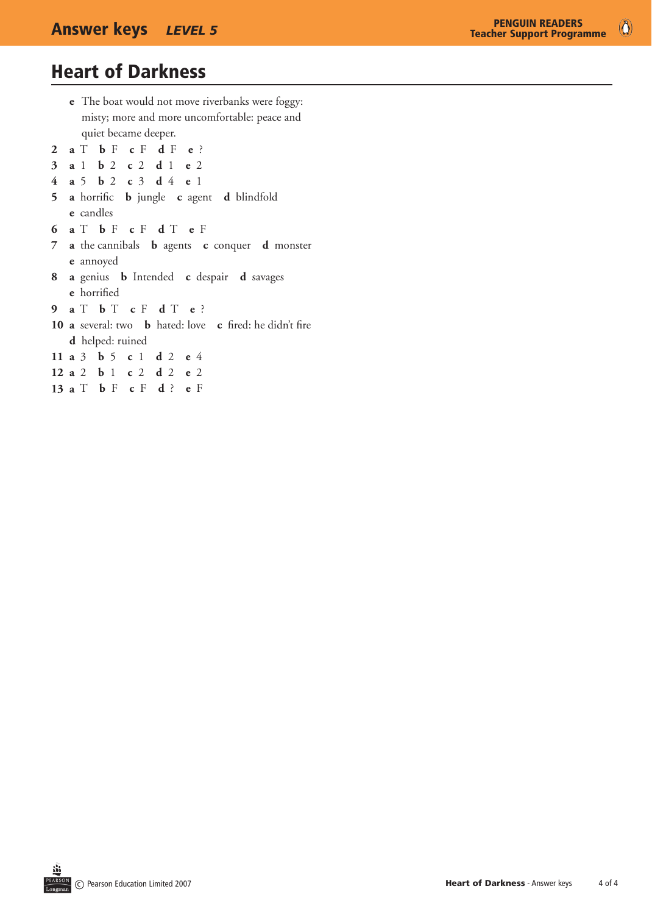# Heart of Darkness

**e** The boat would not move riverbanks were foggy: misty; more and more uncomfortable: peace and quiet became deeper.

**2** **a** T **b** F **c** F **d** F **e** ?

**3** **a** 1 **b** 2 **c** 2 **d** 1 **e** 2

**4** **a** 5 **b** 2 **c** 3 **d** 4 **e** 1

**5** **a** horrific **b** jungle **c** agent **d** blindfold **e** candles

**6** **a** T **b** F **c** F **d** T **e** F

**7** **a** the cannibals **b** agents **c** conquer **d** monster **e** annoyed

**8** **a** genius **b** Intended **c** despair **d** savages **e** horrified

**9** **a** T **b** T **c** F **d** T **e** ?

**10** **a** several: two **b** hated: love **c** fired: he didn't fire **d** helped: ruined

**11** **a** 3 **b** 5 **c** 1 **d** 2 **e** 4

**12** **a** 2 **b** 1 **c** 2 **d** 2 **e** 2

**13** **a** T **b** F **c** F **d** ? **e** F

© Pearson Education Limited 2007